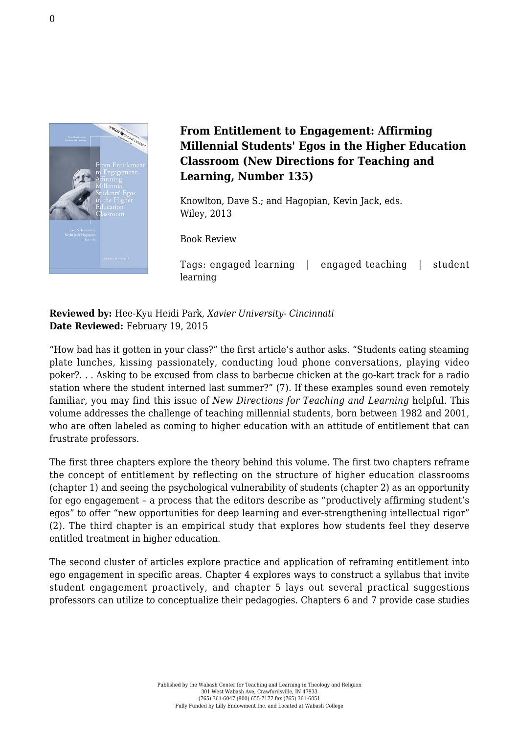# From Entitlement to Engagement: Affirming Millennial Students' Egos in the Higher Education Classroom (New Directions for Teaching and Learning, Number 135)

Knowlton, Dave S.; and Hagopian, Kevin Jack, eds.
Wiley, 2013

Book Review

Tags: engaged learning | engaged teaching | student learning

**Reviewed by:** Hee-Kyu Heidi Park, *Xavier University- Cincinnati*
**Date Reviewed:** February 19, 2015

"How bad has it gotten in your class?" the first article's author asks. "Students eating steaming plate lunches, kissing passionately, conducting loud phone conversations, playing video poker?. . . Asking to be excused from class to barbecue chicken at the go-kart track for a radio station where the student interned last summer?" (7). If these examples sound even remotely familiar, you may find this issue of *New Directions for Teaching and Learning* helpful. This volume addresses the challenge of teaching millennial students, born between 1982 and 2001, who are often labeled as coming to higher education with an attitude of entitlement that can frustrate professors.

The first three chapters explore the theory behind this volume. The first two chapters reframe the concept of entitlement by reflecting on the structure of higher education classrooms (chapter 1) and seeing the psychological vulnerability of students (chapter 2) as an opportunity for ego engagement – a process that the editors describe as "productively affirming student's egos" to offer "new opportunities for deep learning and ever-strengthening intellectual rigor" (2). The third chapter is an empirical study that explores how students feel they deserve entitled treatment in higher education.

The second cluster of articles explore practice and application of reframing entitlement into ego engagement in specific areas. Chapter 4 explores ways to construct a syllabus that invite student engagement proactively, and chapter 5 lays out several practical suggestions professors can utilize to conceptualize their pedagogies. Chapters 6 and 7 provide case studies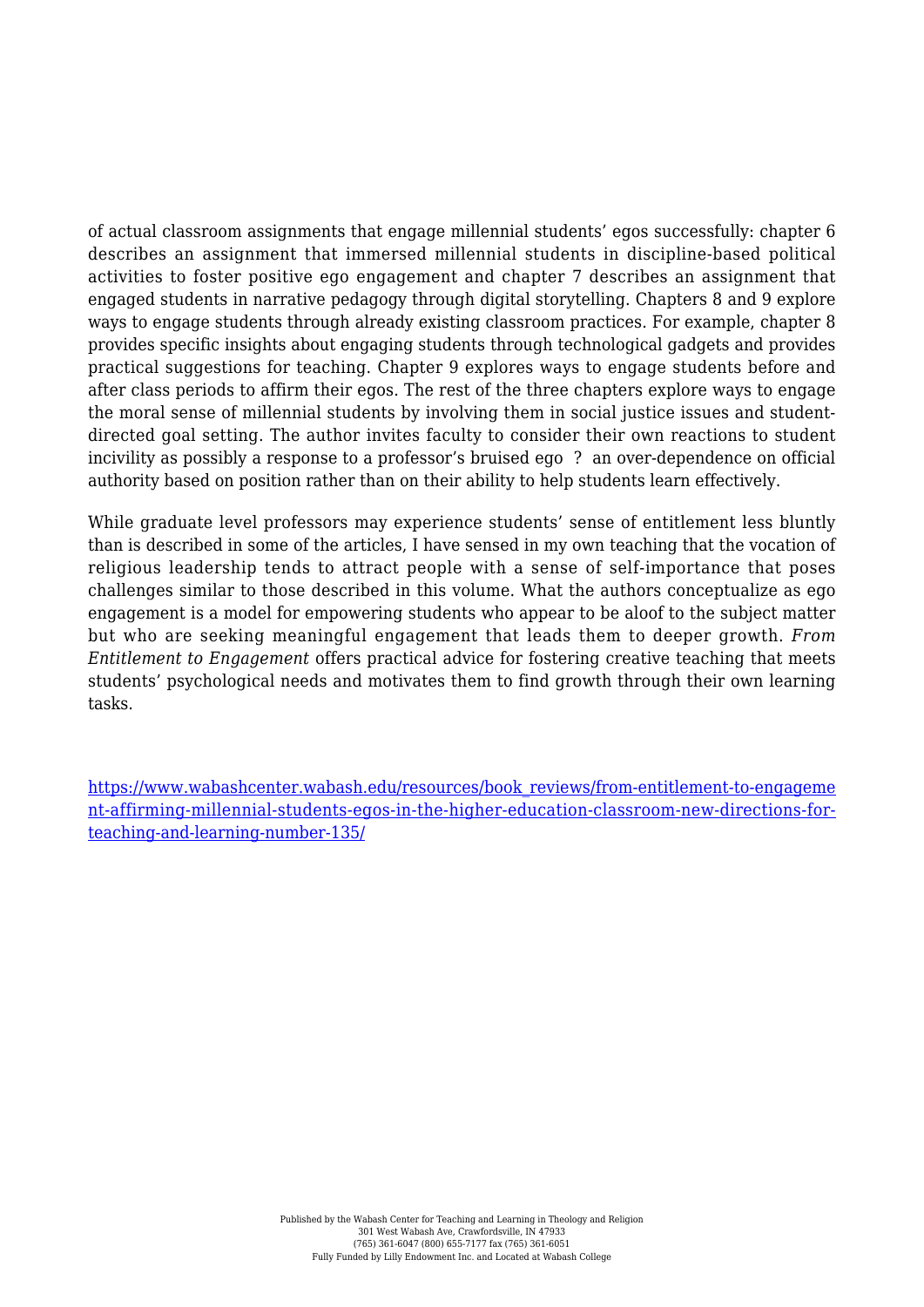of actual classroom assignments that engage millennial students' egos successfully: chapter 6 describes an assignment that immersed millennial students in discipline-based political activities to foster positive ego engagement and chapter 7 describes an assignment that engaged students in narrative pedagogy through digital storytelling. Chapters 8 and 9 explore ways to engage students through already existing classroom practices. For example, chapter 8 provides specific insights about engaging students through technological gadgets and provides practical suggestions for teaching. Chapter 9 explores ways to engage students before and after class periods to affirm their egos. The rest of the three chapters explore ways to engage the moral sense of millennial students by involving them in social justice issues and student-directed goal setting. The author invites faculty to consider their own reactions to student incivility as possibly a response to a professor's bruised ego ? an over-dependence on official authority based on position rather than on their ability to help students learn effectively.

While graduate level professors may experience students' sense of entitlement less bluntly than is described in some of the articles, I have sensed in my own teaching that the vocation of religious leadership tends to attract people with a sense of self-importance that poses challenges similar to those described in this volume. What the authors conceptualize as ego engagement is a model for empowering students who appear to be aloof to the subject matter but who are seeking meaningful engagement that leads them to deeper growth. *From Entitlement to Engagement* offers practical advice for fostering creative teaching that meets students' psychological needs and motivates them to find growth through their own learning tasks.

https://www.wabashcenter.wabash.edu/resources/book_reviews/from-entitlement-to-engagement-affirming-millennial-students-egos-in-the-higher-education-classroom-new-directions-for-teaching-and-learning-number-135/

Published by the Wabash Center for Teaching and Learning in Theology and Religion
301 West Wabash Ave, Crawfordsville, IN 47933
(765) 361-6047 (800) 655-7177 fax (765) 361-6051
Fully Funded by Lilly Endowment Inc. and Located at Wabash College